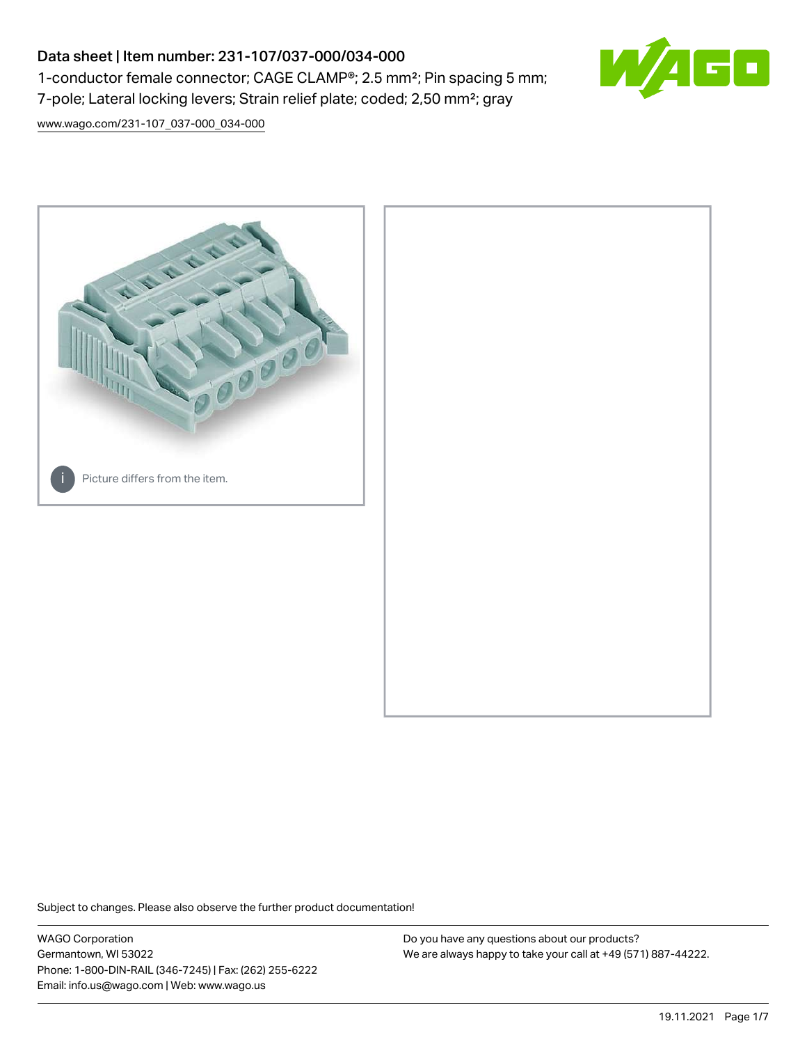# Data sheet | Item number: 231-107/037-000/034-000

1-conductor female connector; CAGE CLAMP®; 2.5 mm²; Pin spacing 5 mm; 7-pole; Lateral locking levers; Strain relief plate; coded; 2,50 mm²; gray

www.wago.com/231-107_037-000_034-000

Picture differs from the item.

Subject to changes. Please also observe the further product documentation!

WAGO Corporation
Germantown, WI 53022
Phone: 1-800-DIN-RAIL (346-7245) | Fax: (262) 255-6222
Email: info.us@wago.com | Web: www.wago.us

Do you have any questions about our products?
We are always happy to take your call at +49 (571) 887-44222.

19.11.2021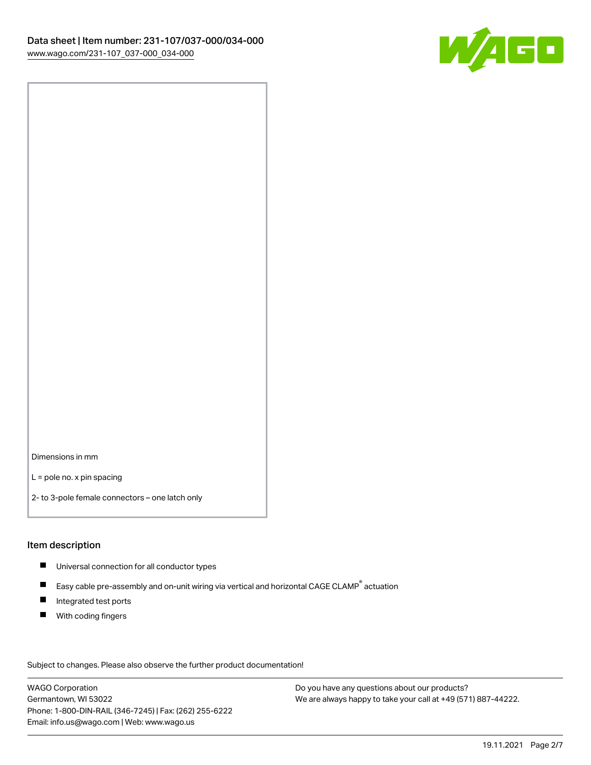Dimensions in mm

L = pole no. x pin spacing

2- to 3-pole female connectors – one latch only

## Item description

- Universal connection for all conductor types
- Easy cable pre-assembly and on-unit wiring via vertical and horizontal CAGE CLAMP® actuation
- Integrated test ports
- With coding fingers

Subject to changes. Please also observe the further product documentation!

WAGO Corporation
Germantown, WI 53022
Phone: 1-800-DIN-RAIL (346-7245) | Fax: (262) 255-6222
Email: info.us@wago.com | Web: www.wago.us

Do you have any questions about our products?
We are always happy to take your call at +49 (571) 887-44222.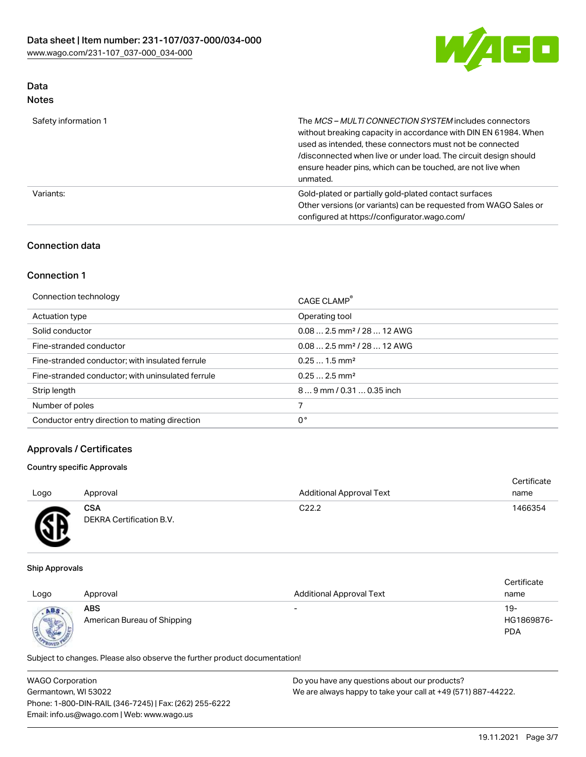## Data
### Notes

| | |
|---|---|
| Safety information 1 | The *MCS – MULTI CONNECTION SYSTEM* includes connectors without breaking capacity in accordance with DIN EN 61984. When used as intended, these connectors must not be connected /disconnected when live or under load. The circuit design should ensure header pins, which can be touched, are not live when unmated. |
| Variants: | Gold-plated or partially gold-plated contact surfaces<br>Other versions (or variants) can be requested from WAGO Sales or configured at https://configurator.wago.com/ |

## Connection data

### Connection 1

| | |
|---|---|
| Connection technology | CAGE CLAMP® |
| Actuation type | Operating tool |
| Solid conductor | 0.08 … 2.5 mm² / 28 … 12 AWG |
| Fine-stranded conductor | 0.08 … 2.5 mm² / 28 … 12 AWG |
| Fine-stranded conductor; with insulated ferrule | 0.25 … 1.5 mm² |
| Fine-stranded conductor; with uninsulated ferrule | 0.25 … 2.5 mm² |
| Strip length | 8 … 9 mm / 0.31 … 0.35 inch |
| Number of poles | 7 |
| Conductor entry direction to mating direction | 0° |

## Approvals / Certificates

#### Country specific Approvals

| Logo | Approval | Additional Approval Text | Certificate name |
|---|---|---|---|
| | **CSA**<br>DEKRA Certification B.V. | C22.2 | 1466354 |

#### Ship Approvals

| Logo | Approval | Additional Approval Text | Certificate name |
|---|---|---|---|
| | **ABS**<br>American Bureau of Shipping | - | 19-HG1869876-PDA |

Subject to changes. Please also observe the further product documentation!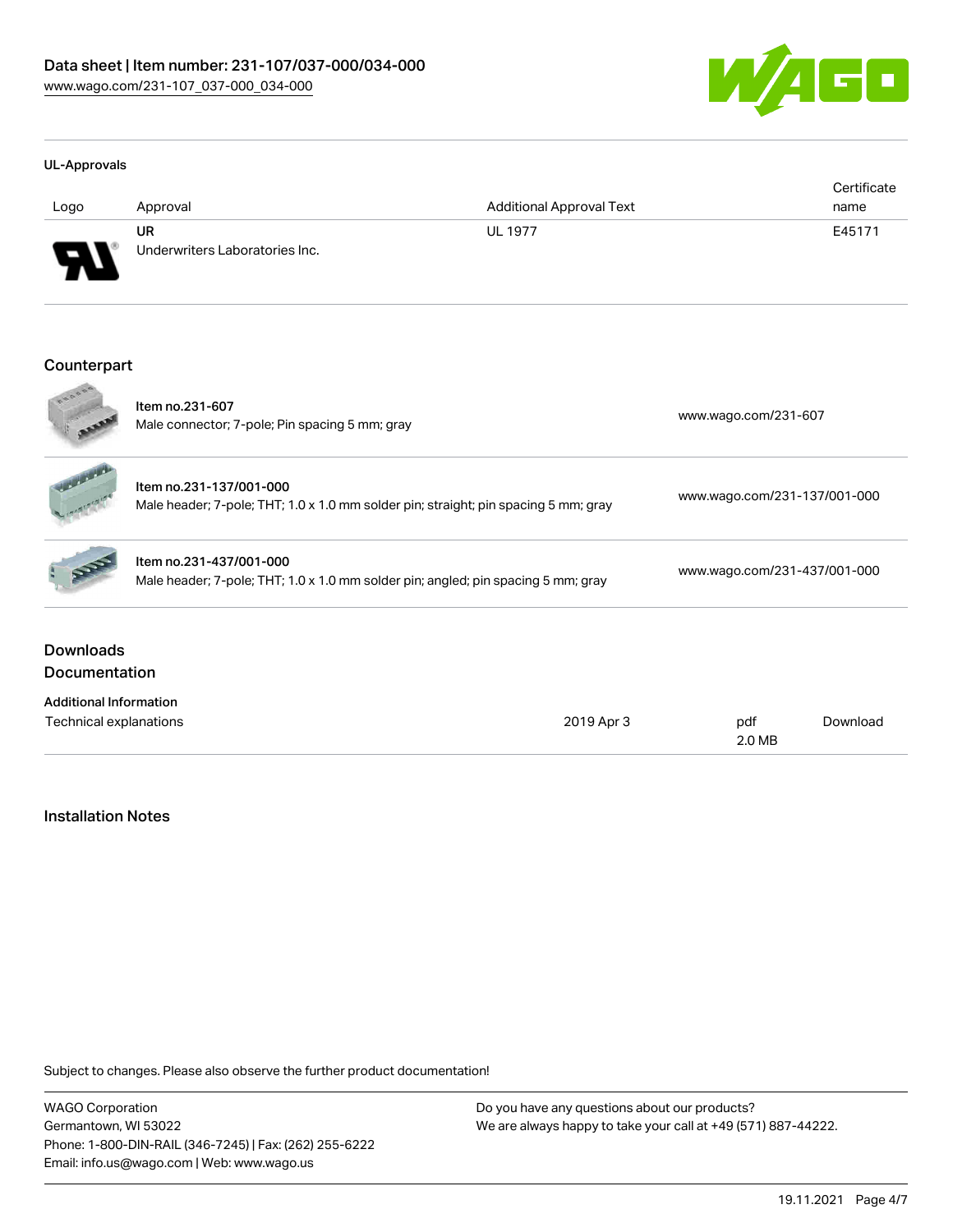Data sheet | Item number: 231-107/037-000/034-000
www.wago.com/231-107_037-000_034-000

#### UL-Approvals

| Logo | Approval | Additional Approval Text | Certificate name |
|---|---|---|---|
| | **UR**<br>Underwriters Laboratories Inc. | UL 1977 | E45171 |

## Counterpart

| | | |
|---|---|---|
| | **Item no.231-607**<br>Male connector; 7-pole; Pin spacing 5 mm; gray | www.wago.com/231-607 |
| | **Item no.231-137/001-000**<br>Male header; 7-pole; THT; 1.0 x 1.0 mm solder pin; straight; pin spacing 5 mm; gray | www.wago.com/231-137/001-000 |
| | **Item no.231-437/001-000**<br>Male header; 7-pole; THT; 1.0 x 1.0 mm solder pin; angled; pin spacing 5 mm; gray | www.wago.com/231-437/001-000 |

## Downloads
## Documentation

#### Additional Information

| | | | |
|---|---|---|---|
| Technical explanations | 2019 Apr 3 | pdf<br>2.0 MB | Download |

## Installation Notes

Subject to changes. Please also observe the further product documentation!

WAGO Corporation
Germantown, WI 53022
Phone: 1-800-DIN-RAIL (346-7245) | Fax: (262) 255-6222
Email: info.us@wago.com | Web: www.wago.us

Do you have any questions about our products?
We are always happy to take your call at +49 (571) 887-44222.

19.11.2021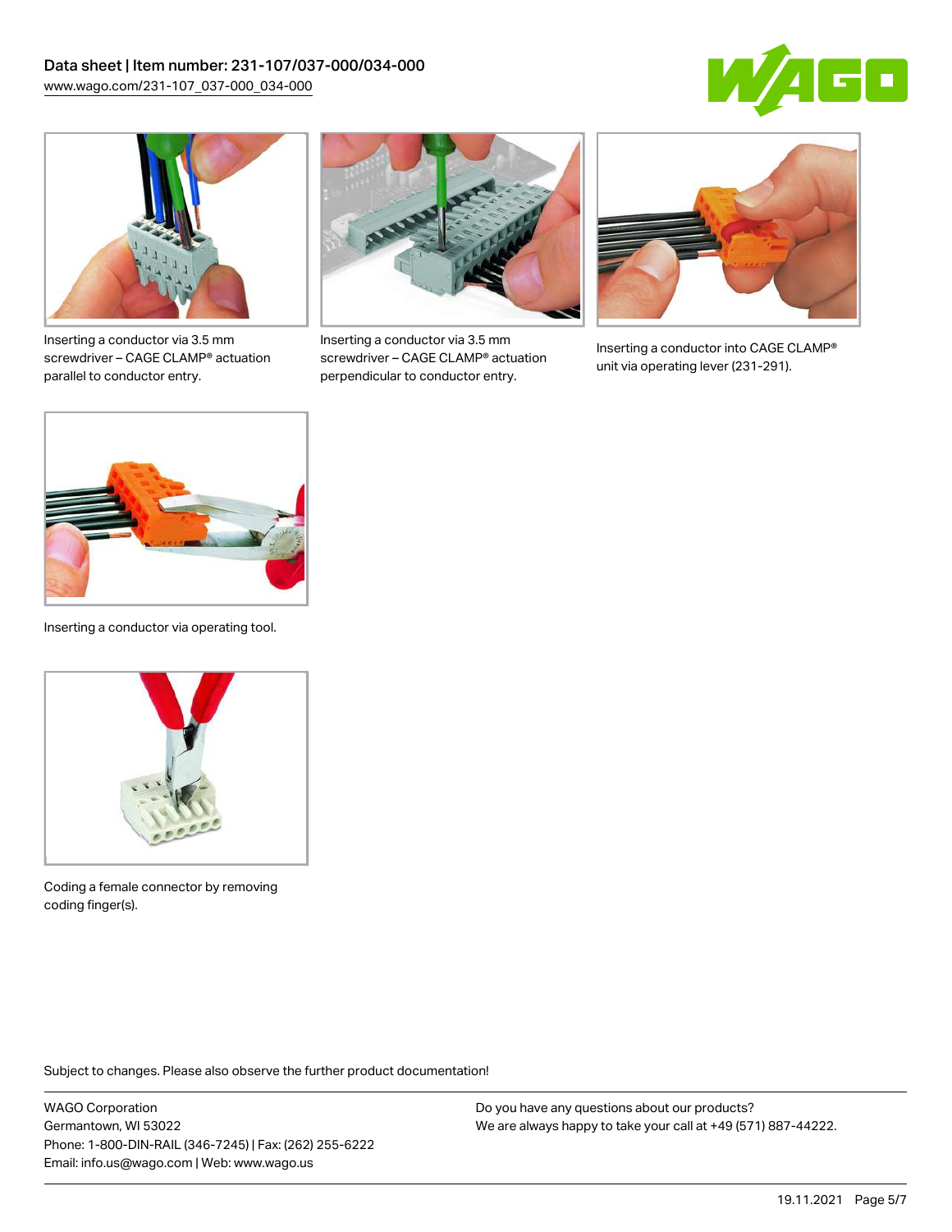Inserting a conductor via 3.5 mm screwdriver – CAGE CLAMP® actuation parallel to conductor entry.

Inserting a conductor via 3.5 mm screwdriver – CAGE CLAMP® actuation perpendicular to conductor entry.

Inserting a conductor into CAGE CLAMP® unit via operating lever (231-291).

Inserting a conductor via operating tool.

Coding a female connector by removing coding finger(s).

Subject to changes. Please also observe the further product documentation!

WAGO Corporation
Germantown, WI 53022
Phone: 1-800-DIN-RAIL (346-7245) | Fax: (262) 255-6222
Email: info.us@wago.com | Web: www.wago.us

Do you have any questions about our products?
We are always happy to take your call at +49 (571) 887-44222.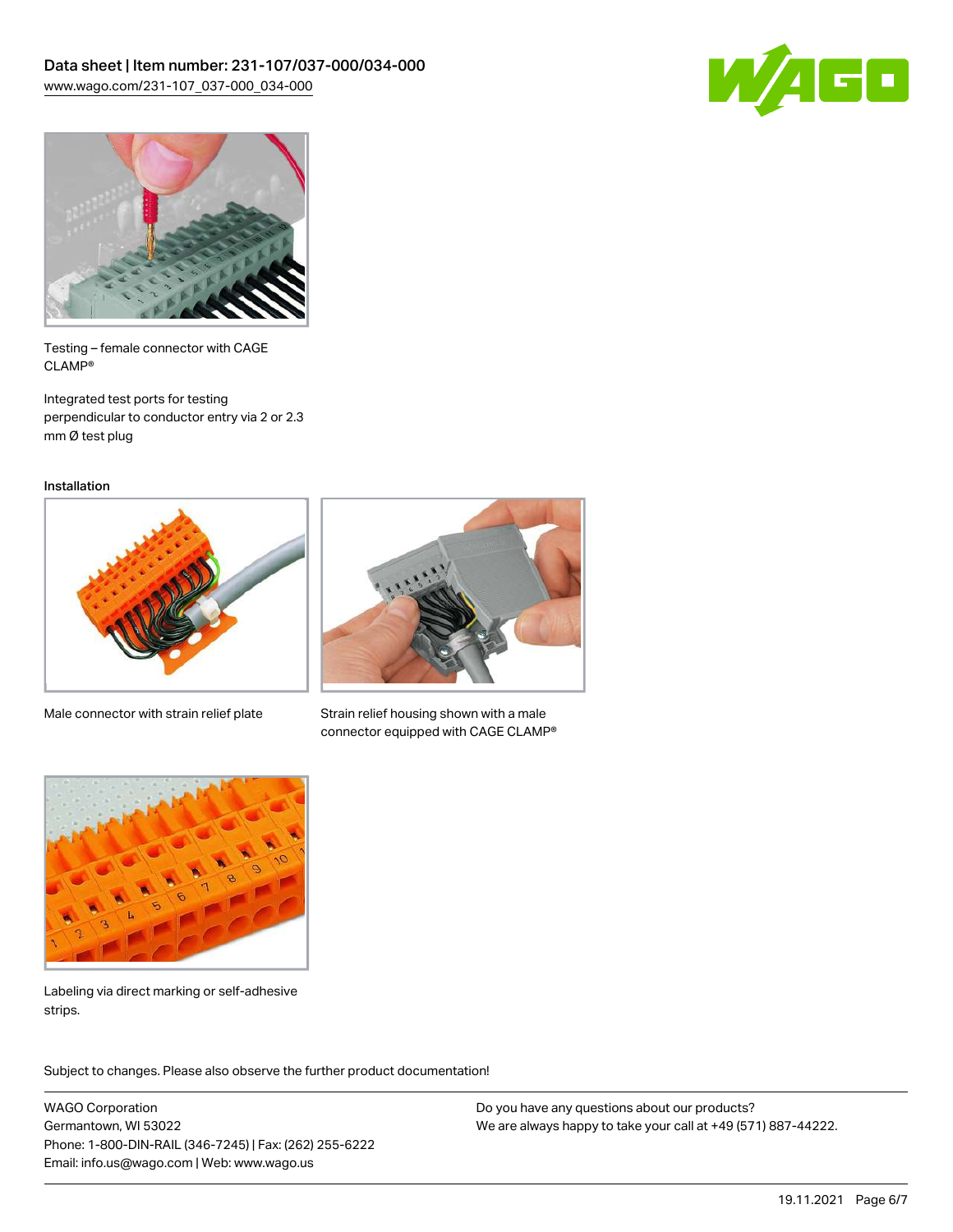Testing – female connector with CAGE CLAMP®

Integrated test ports for testing perpendicular to conductor entry via 2 or 2.3 mm Ø test plug

Installation

Male connector with strain relief plate

Strain relief housing shown with a male connector equipped with CAGE CLAMP®

Labeling via direct marking or self-adhesive strips.

Subject to changes. Please also observe the further product documentation!

WAGO Corporation
Germantown, WI 53022
Phone: 1-800-DIN-RAIL (346-7245) | Fax: (262) 255-6222
Email: info.us@wago.com | Web: www.wago.us

Do you have any questions about our products?
We are always happy to take your call at +49 (571) 887-44222.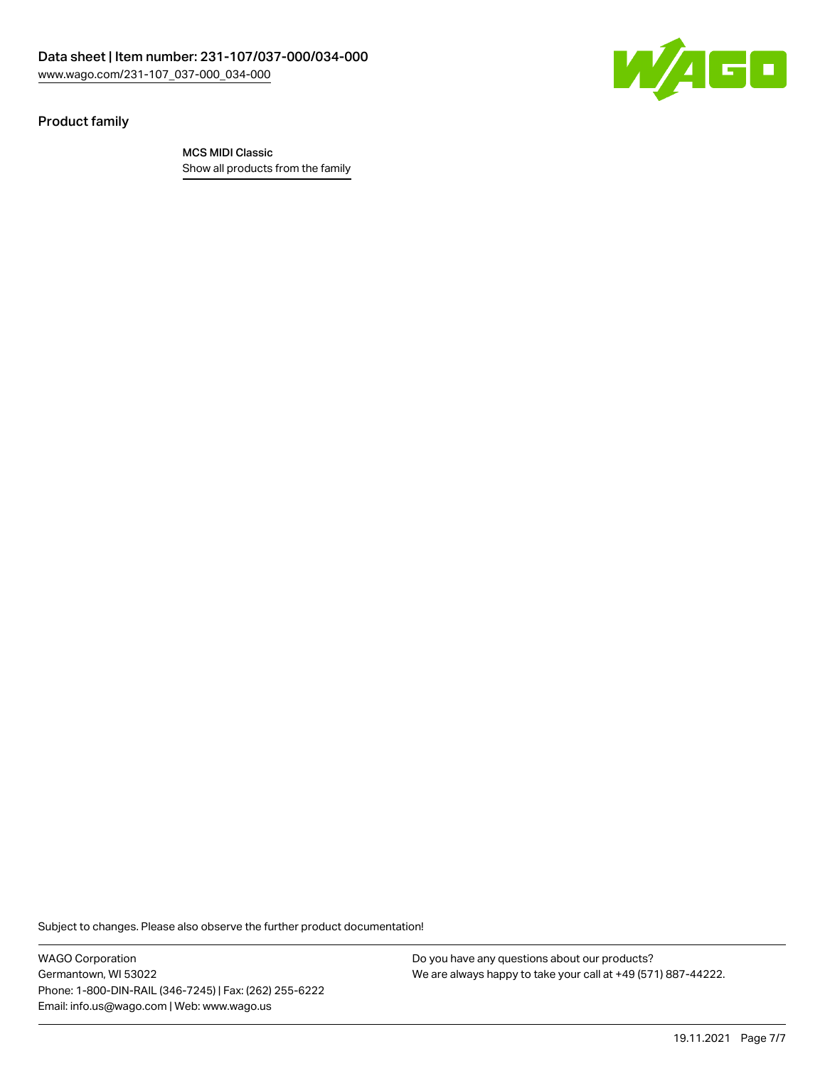## Product family

MCS MIDI Classic
Show all products from the family

Subject to changes. Please also observe the further product documentation!

WAGO Corporation
Germantown, WI 53022
Phone: 1-800-DIN-RAIL (346-7245) | Fax: (262) 255-6222
Email: info.us@wago.com | Web: www.wago.us

Do you have any questions about our products?
We are always happy to take your call at +49 (571) 887-44222.